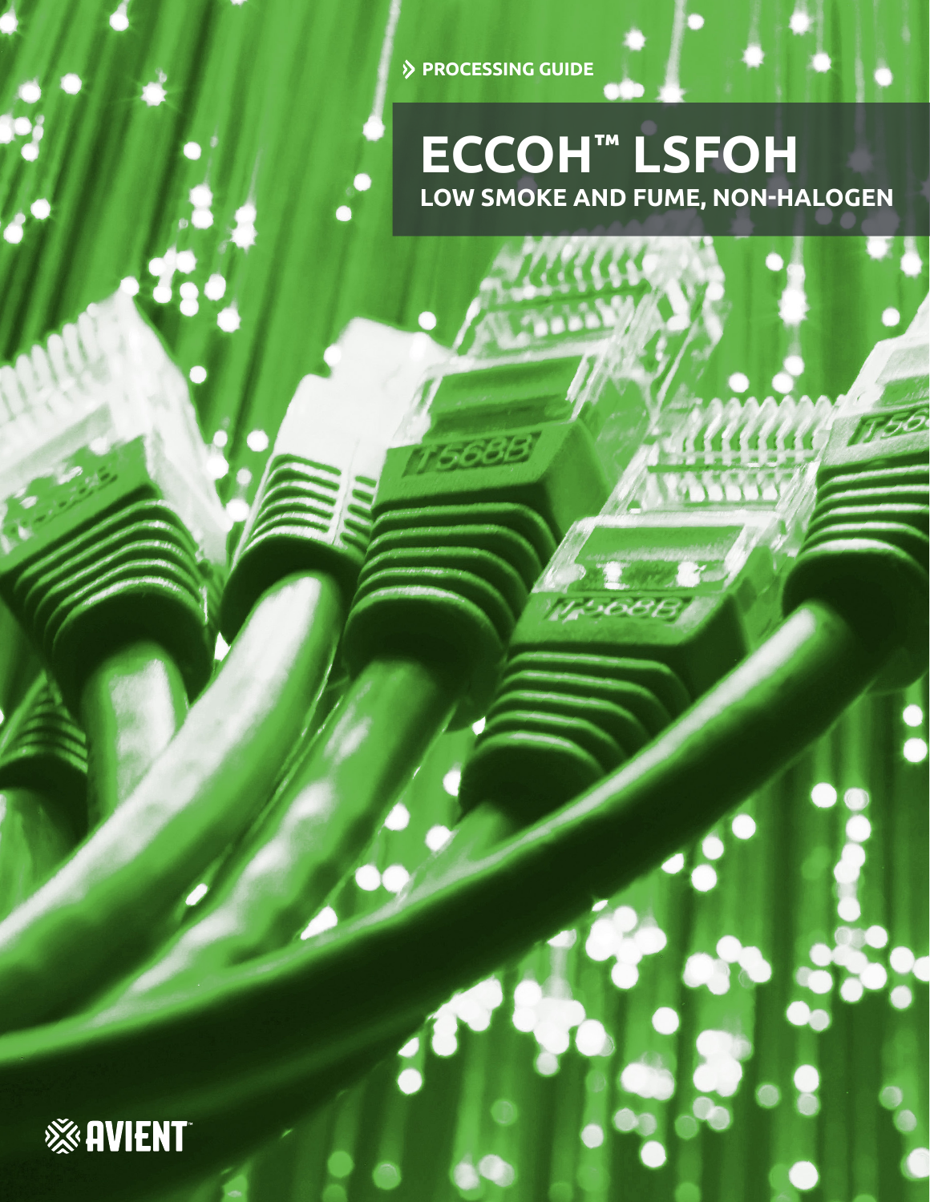PROCESSING GUIDE

# ECCOH™ LSFOH

## LOW SMOKE AND FUME, NON-HALOGEN

AVIENT™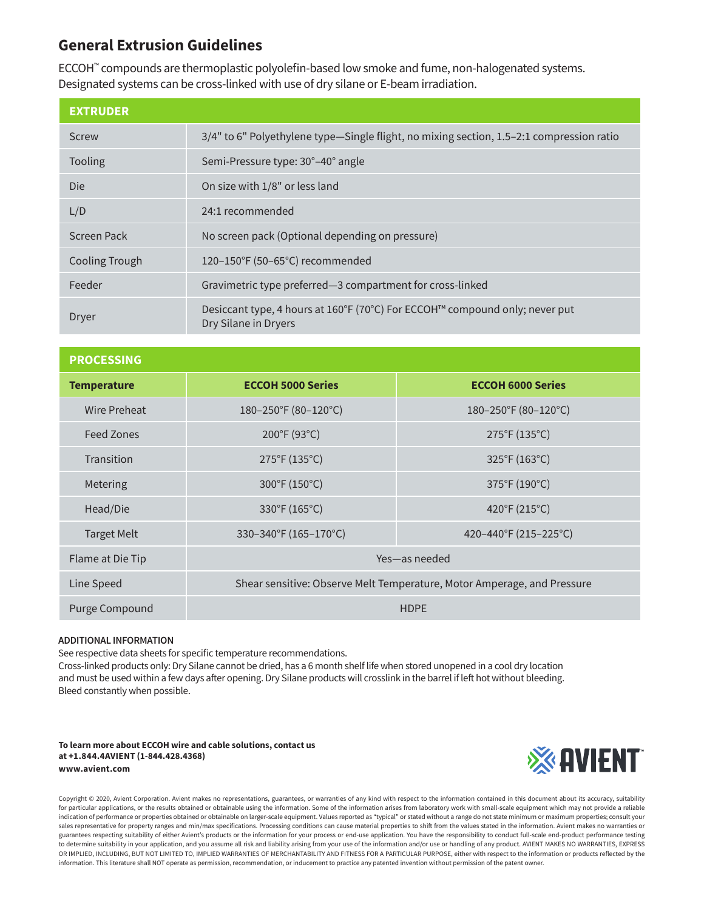## General Extrusion Guidelines

ECCOH™ compounds are thermoplastic polyolefin-based low smoke and fume, non-halogenated systems. Designated systems can be cross-linked with use of dry silane or E-beam irradiation.

| EXTRUDER | |
|---|---|
| Screw | 3/4" to 6" Polyethylene type—Single flight, no mixing section, 1.5–2:1 compression ratio |
| Tooling | Semi-Pressure type: 30°–40° angle |
| Die | On size with 1/8" or less land |
| L/D | 24:1 recommended |
| Screen Pack | No screen pack (Optional depending on pressure) |
| Cooling Trough | 120–150°F (50–65°C) recommended |
| Feeder | Gravimetric type preferred—3 compartment for cross-linked |
| Dryer | Desiccant type, 4 hours at 160°F (70°C) For ECCOH™ compound only; never put Dry Silane in Dryers |

| PROCESSING | | |
|---|---|---|
| **Temperature** | **ECCOH 5000 Series** | **ECCOH 6000 Series** |
| Wire Preheat | 180–250°F (80–120°C) | 180–250°F (80–120°C) |
| Feed Zones | 200°F (93°C) | 275°F (135°C) |
| Transition | 275°F (135°C) | 325°F (163°C) |
| Metering | 300°F (150°C) | 375°F (190°C) |
| Head/Die | 330°F (165°C) | 420°F (215°C) |
| Target Melt | 330–340°F (165–170°C) | 420–440°F (215–225°C) |
| Flame at Die Tip | Yes—as needed | |
| Line Speed | Shear sensitive: Observe Melt Temperature, Motor Amperage, and Pressure | |
| Purge Compound | HDPE | |

**ADDITIONAL INFORMATION**

See respective data sheets for specific temperature recommendations.

Cross-linked products only: Dry Silane cannot be dried, has a 6 month shelf life when stored unopened in a cool dry location and must be used within a few days after opening. Dry Silane products will crosslink in the barrel if left hot without bleeding. Bleed constantly when possible.

**To learn more about ECCOH wire and cable solutions, contact us at +1.844.4AVIENT (1-844.428.4368)**
**www.avient.com**

AVIENT™

Copyright © 2020, Avient Corporation. Avient makes no representations, guarantees, or warranties of any kind with respect to the information contained in this document about its accuracy, suitability for particular applications, or the results obtained or obtainable using the information. Some of the information arises from laboratory work with small-scale equipment which may not provide a reliable indication of performance or properties obtained or obtainable on larger-scale equipment. Values reported as "typical" or stated without a range do not state minimum or maximum properties; consult your sales representative for property ranges and min/max specifications. Processing conditions can cause material properties to shift from the values stated in the information. Avient makes no warranties or guarantees respecting suitability of either Avient's products or the information for your process or end-use application. You have the responsibility to conduct full-scale end-product performance testing to determine suitability in your application, and you assume all risk and liability arising from your use of the information and/or use or handling of any product. AVIENT MAKES NO WARRANTIES, EXPRESS OR IMPLIED, INCLUDING, BUT NOT LIMITED TO, IMPLIED WARRANTIES OF MERCHANTABILITY AND FITNESS FOR A PARTICULAR PURPOSE, either with respect to the information or products reflected by the information. This literature shall NOT operate as permission, recommendation, or inducement to practice any patented invention without permission of the patent owner.